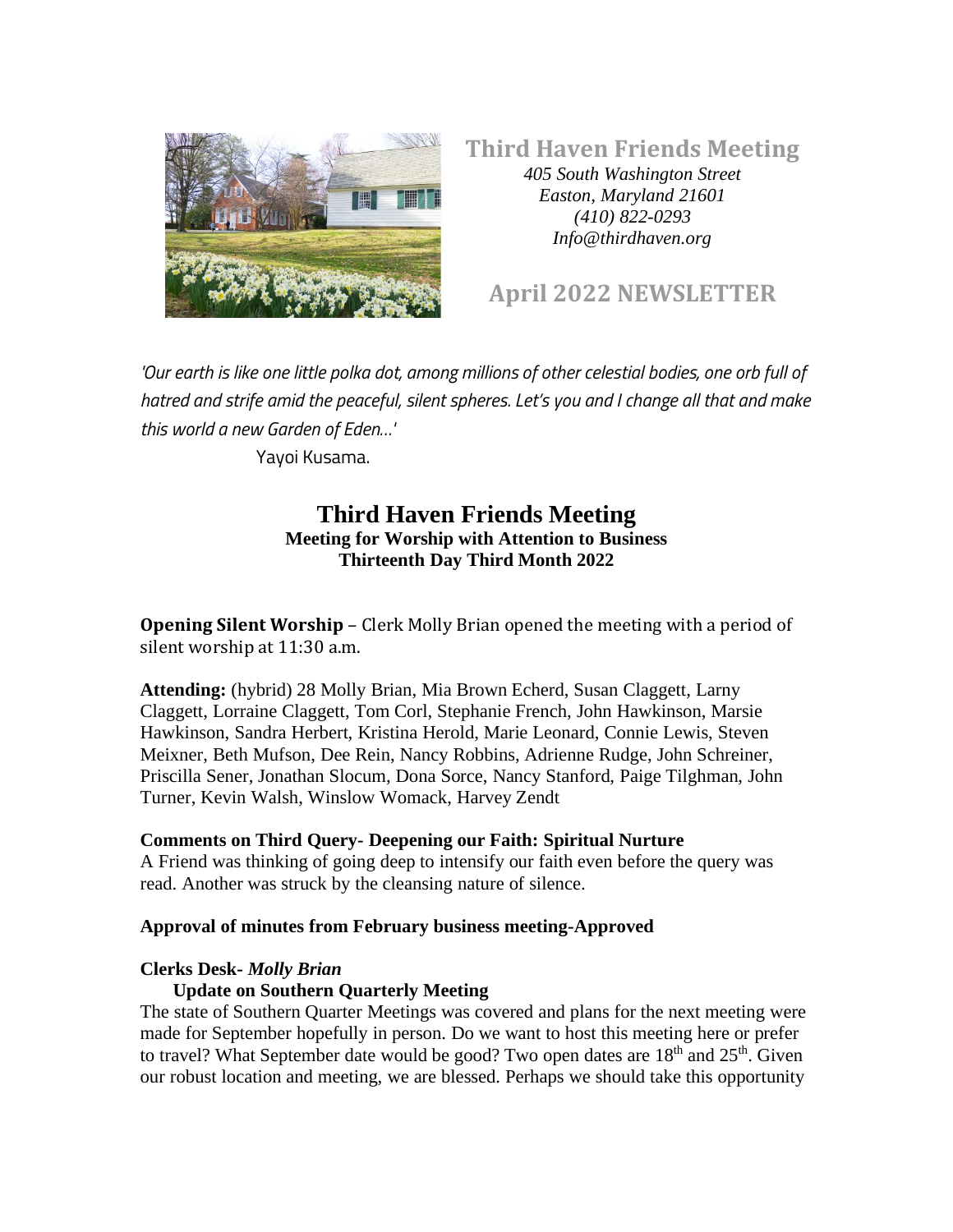# Third Haven Friends Meeting

*405 South Washington Street*
*Easton, Maryland 21601*
*(410) 822-0293*
*Info@thirdhaven.org*

## April 2022 NEWSLETTER

*'Our earth is like one little polka dot, among millions of other celestial bodies, one orb full of hatred and strife amid the peaceful, silent spheres. Let's you and I change all that and make this world a new Garden of Eden…'*

Yayoi Kusama.

## Third Haven Friends Meeting

**Meeting for Worship with Attention to Business**
**Thirteenth Day Third Month 2022**

**Opening Silent Worship** – Clerk Molly Brian opened the meeting with a period of silent worship at 11:30 a.m.

**Attending:** (hybrid) 28 Molly Brian, Mia Brown Echerd, Susan Claggett, Larny Claggett, Lorraine Claggett, Tom Corl, Stephanie French, John Hawkinson, Marsie Hawkinson, Sandra Herbert, Kristina Herold, Marie Leonard, Connie Lewis, Steven Meixner, Beth Mufson, Dee Rein, Nancy Robbins, Adrienne Rudge, John Schreiner, Priscilla Sener, Jonathan Slocum, Dona Sorce, Nancy Stanford, Paige Tilghman, John Turner, Kevin Walsh, Winslow Womack, Harvey Zendt

**Comments on Third Query- Deepening our Faith: Spiritual Nurture**

A Friend was thinking of going deep to intensify our faith even before the query was read. Another was struck by the cleansing nature of silence.

**Approval of minutes from February business meeting-Approved**

**Clerks Desk-** ***Molly Brian***

**Update on Southern Quarterly Meeting**

The state of Southern Quarter Meetings was covered and plans for the next meeting were made for September hopefully in person. Do we want to host this meeting here or prefer to travel? What September date would be good? Two open dates are 18th and 25th. Given our robust location and meeting, we are blessed. Perhaps we should take this opportunity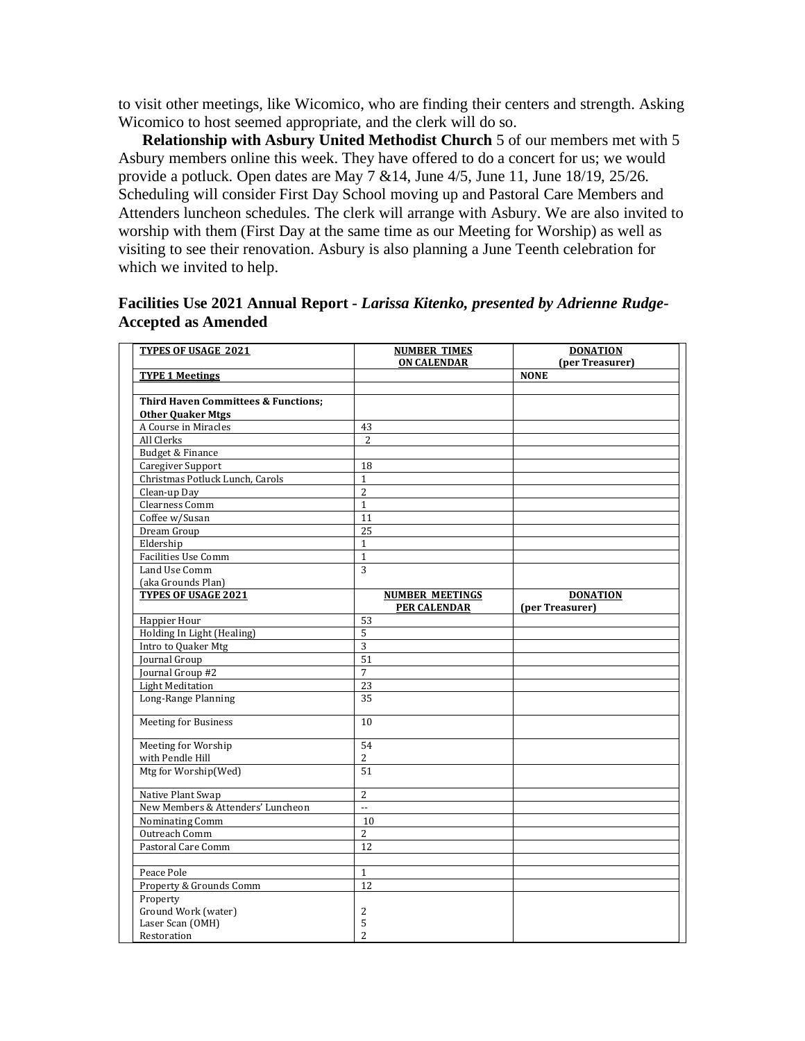to visit other meetings, like Wicomico, who are finding their centers and strength. Asking Wicomico to host seemed appropriate, and the clerk will do so.

**Relationship with Asbury United Methodist Church** 5 of our members met with 5 Asbury members online this week. They have offered to do a concert for us; we would provide a potluck. Open dates are May 7 &14, June 4/5, June 11, June 18/19, 25/26. Scheduling will consider First Day School moving up and Pastoral Care Members and Attenders luncheon schedules. The clerk will arrange with Asbury. We are also invited to worship with them (First Day at the same time as our Meeting for Worship) as well as visiting to see their renovation. Asbury is also planning a June Teenth celebration for which we invited to help.

**Facilities Use 2021 Annual Report -** ***Larissa Kitenko, presented by Adrienne Rudge-*** **Accepted as Amended**

| TYPES OF USAGE 2021 | NUMBER TIMES ON CALENDAR | DONATION (per Treasurer) |
|---|---|---|
| **TYPE 1 Meetings** | | **NONE** |
| | | |
| **Third Haven Committees & Functions; Other Quaker Mtgs** | | |
| A Course in Miracles | 43 | |
| All Clerks | 2 | |
| Budget & Finance | | |
| Caregiver Support | 18 | |
| Christmas Potluck Lunch, Carols | 1 | |
| Clean-up Day | 2 | |
| Clearness Comm | 1 | |
| Coffee w/Susan | 11 | |
| Dream Group | 25 | |
| Eldership | 1 | |
| Facilities Use Comm | 1 | |
| Land Use Comm (aka Grounds Plan) | 3 | |
| **TYPES OF USAGE 2021** | **NUMBER MEETINGS PER CALENDAR** | **DONATION (per Treasurer)** |
| Happier Hour | 53 | |
| Holding In Light (Healing) | 5 | |
| Intro to Quaker Mtg | 3 | |
| Journal Group | 51 | |
| Journal Group #2 | 7 | |
| Light Meditation | 23 | |
| Long-Range Planning | 35 | |
| Meeting for Business | 10 | |
| Meeting for Worship<br>with Pendle Hill | 54<br>2 | |
| Mtg for Worship(Wed) | 51 | |
| Native Plant Swap | 2 | |
| New Members & Attenders' Luncheon | -- | |
| Nominating Comm | 10 | |
| Outreach Comm | 2 | |
| Pastoral Care Comm | 12 | |
| | | |
| Peace Pole | 1 | |
| Property & Grounds Comm | 12 | |
| Property<br>Ground Work (water)<br>Laser Scan (OMH)<br>Restoration | <br>2<br>5<br>2 | |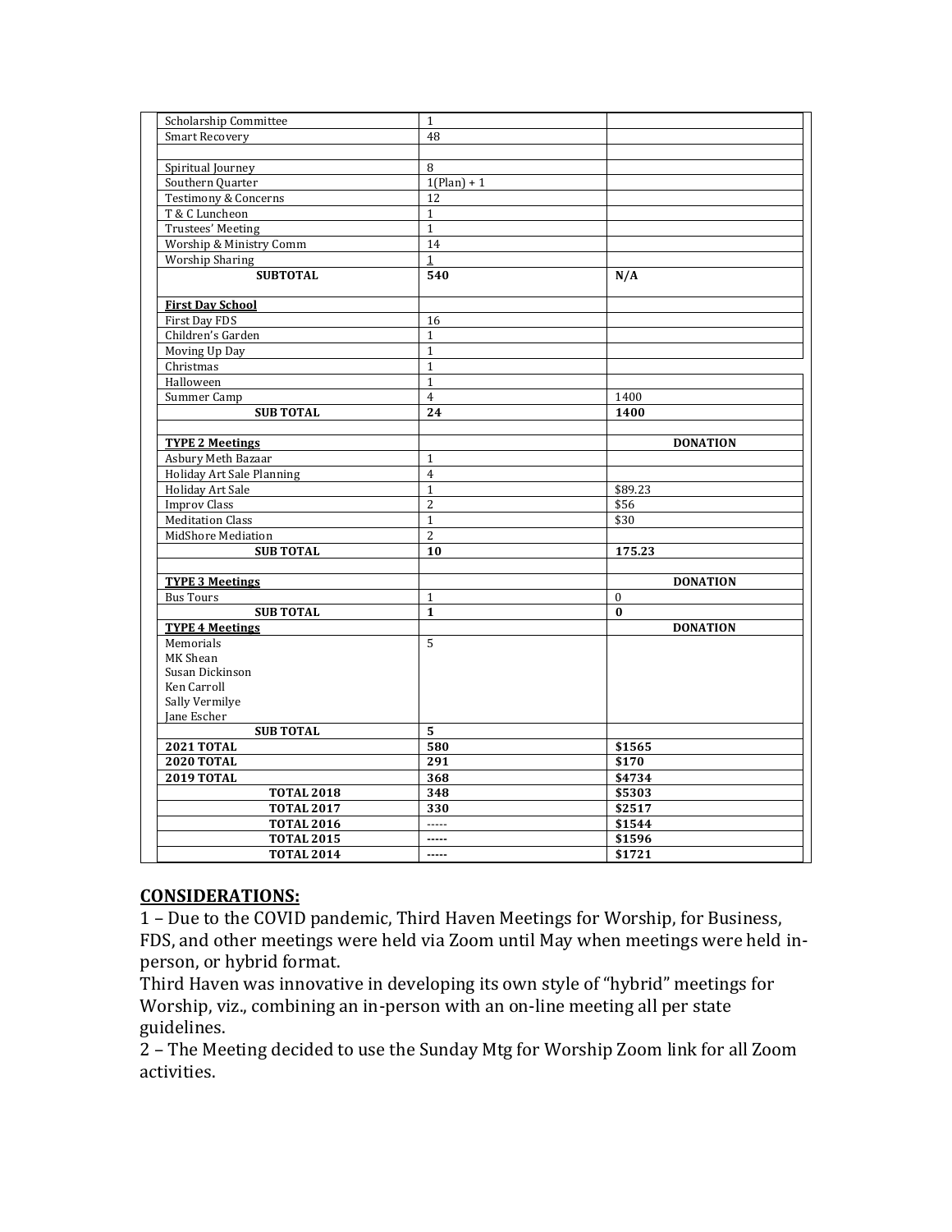| | | |
|---|---|---|
| Scholarship Committee | 1 | |
| Smart Recovery | 48 | |
| | | |
| Spiritual Journey | 8 | |
| Southern Quarter | 1(Plan) + 1 | |
| Testimony & Concerns | 12 | |
| T & C Luncheon | 1 | |
| Trustees' Meeting | 1 | |
| Worship & Ministry Comm | 14 | |
| Worship Sharing | 1 | |
| **SUBTOTAL** | **540** | **N/A** |
| | | |
| **First Day School** | | |
| First Day FDS | 16 | |
| Children's Garden | 1 | |
| Moving Up Day | 1 | |
| Christmas | 1 | |
| Halloween | 1 | |
| Summer Camp | 4 | 1400 |
| **SUB TOTAL** | **24** | **1400** |
| | | |
| **TYPE 2 Meetings** | | **DONATION** |
| Asbury Meth Bazaar | 1 | |
| Holiday Art Sale Planning | 4 | |
| Holiday Art Sale | 1 | $89.23 |
| Improv Class | 2 | $56 |
| Meditation Class | 1 | $30 |
| MidShore Mediation | 2 | |
| **SUB TOTAL** | **10** | **175.23** |
| | | |
| **TYPE 3 Meetings** | | **DONATION** |
| Bus Tours | 1 | 0 |
| **SUB TOTAL** | **1** | **0** |
| **TYPE 4 Meetings** | | **DONATION** |
| Memorials<br>MK Shean<br>Susan Dickinson<br>Ken Carroll<br>Sally Vermilye<br>Jane Escher | 5 | |
| **SUB TOTAL** | **5** | |
| **2021 TOTAL** | **580** | **$1565** |
| **2020 TOTAL** | **291** | **$170** |
| **2019 TOTAL** | **368** | **$4734** |
| **TOTAL 2018** | **348** | **$5303** |
| **TOTAL 2017** | **330** | **$2517** |
| **TOTAL 2016** | ----- | **$1544** |
| **TOTAL 2015** | ----- | **$1596** |
| **TOTAL 2014** | ----- | **$1721** |

## CONSIDERATIONS:

1 – Due to the COVID pandemic, Third Haven Meetings for Worship, for Business, FDS, and other meetings were held via Zoom until May when meetings were held in-person, or hybrid format.

Third Haven was innovative in developing its own style of "hybrid" meetings for Worship, viz., combining an in-person with an on-line meeting all per state guidelines.

2 – The Meeting decided to use the Sunday Mtg for Worship Zoom link for all Zoom activities.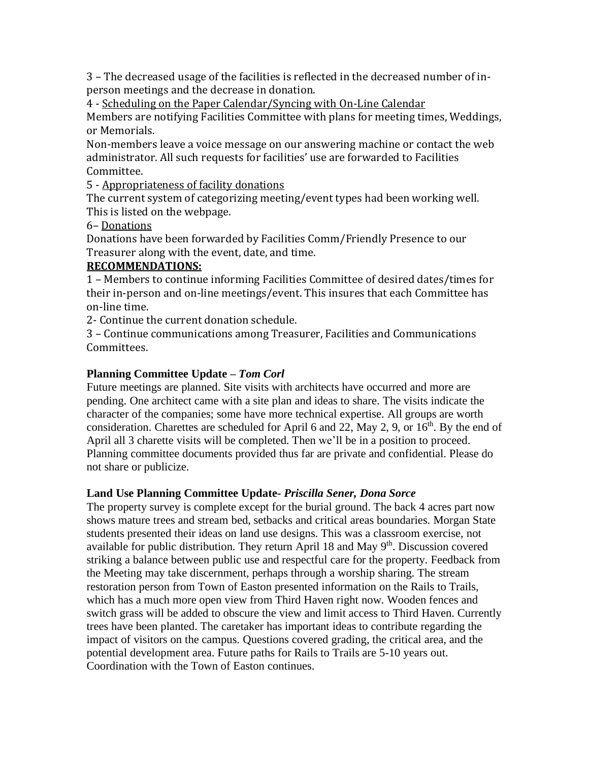3 – The decreased usage of the facilities is reflected in the decreased number of in-person meetings and the decrease in donation.

4 - Scheduling on the Paper Calendar/Syncing with On-Line Calendar

Members are notifying Facilities Committee with plans for meeting times, Weddings, or Memorials.

Non-members leave a voice message on our answering machine or contact the web administrator. All such requests for facilities' use are forwarded to Facilities Committee.

5 - Appropriateness of facility donations

The current system of categorizing meeting/event types had been working well. This is listed on the webpage.

6– Donations

Donations have been forwarded by Facilities Comm/Friendly Presence to our Treasurer along with the event, date, and time.

**RECOMMENDATIONS:**

1 – Members to continue informing Facilities Committee of desired dates/times for their in-person and on-line meetings/event. This insures that each Committee has on-line time.

2- Continue the current donation schedule.

3 – Continue communications among Treasurer, Facilities and Communications Committees.

**Planning Committee Update –** ***Tom Corl***

Future meetings are planned. Site visits with architects have occurred and more are pending. One architect came with a site plan and ideas to share. The visits indicate the character of the companies; some have more technical expertise. All groups are worth consideration. Charettes are scheduled for April 6 and 22, May 2, 9, or 16th. By the end of April all 3 charette visits will be completed. Then we'll be in a position to proceed. Planning committee documents provided thus far are private and confidential. Please do not share or publicize.

**Land Use Planning Committee Update-** ***Priscilla Sener, Dona Sorce***

The property survey is complete except for the burial ground. The back 4 acres part now shows mature trees and stream bed, setbacks and critical areas boundaries. Morgan State students presented their ideas on land use designs. This was a classroom exercise, not available for public distribution. They return April 18 and May 9th. Discussion covered striking a balance between public use and respectful care for the property. Feedback from the Meeting may take discernment, perhaps through a worship sharing. The stream restoration person from Town of Easton presented information on the Rails to Trails, which has a much more open view from Third Haven right now. Wooden fences and switch grass will be added to obscure the view and limit access to Third Haven. Currently trees have been planted. The caretaker has important ideas to contribute regarding the impact of visitors on the campus. Questions covered grading, the critical area, and the potential development area. Future paths for Rails to Trails are 5-10 years out. Coordination with the Town of Easton continues.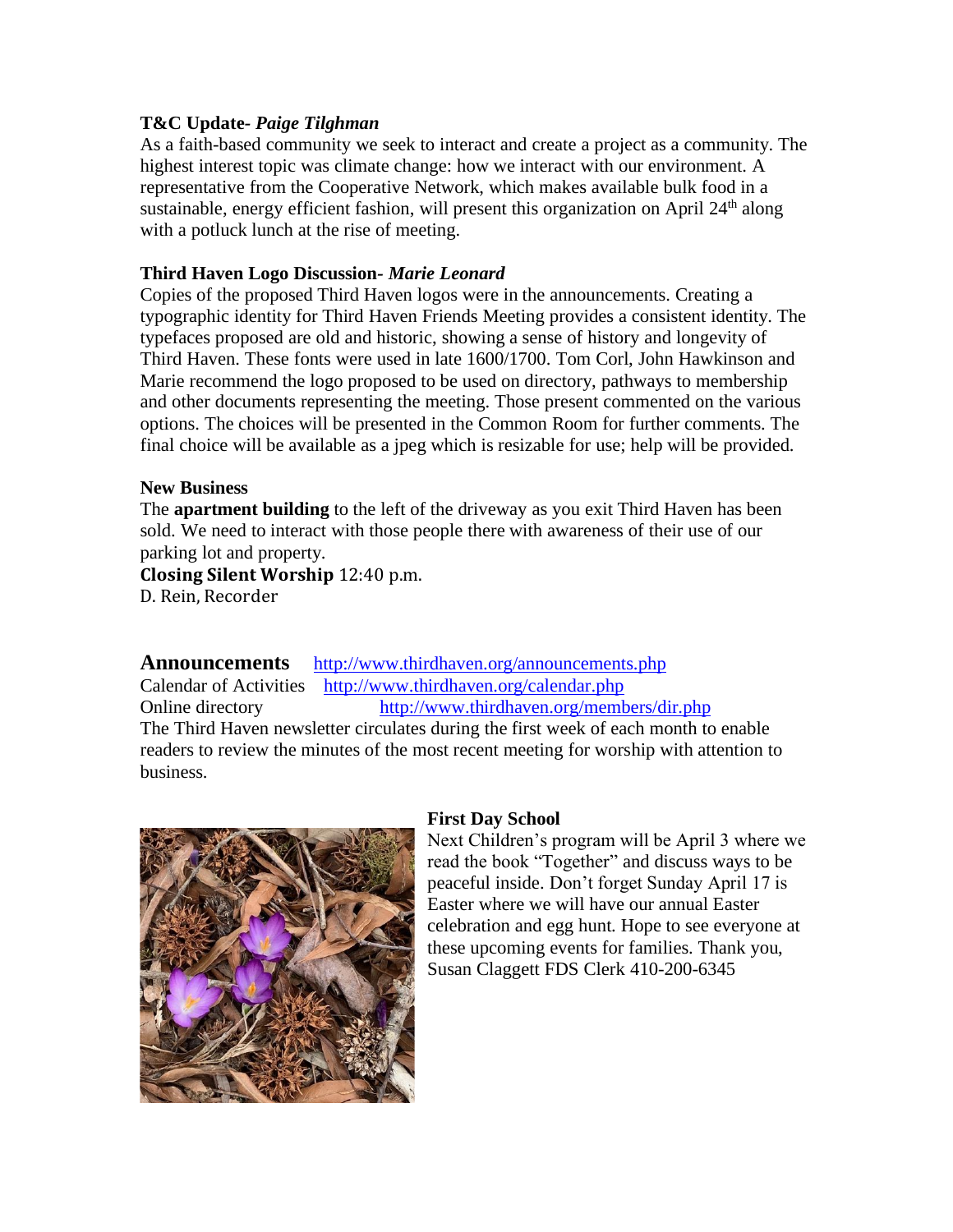**T&C Update-** ***Paige Tilghman***

As a faith-based community we seek to interact and create a project as a community. The highest interest topic was climate change: how we interact with our environment. A representative from the Cooperative Network, which makes available bulk food in a sustainable, energy efficient fashion, will present this organization on April 24th along with a potluck lunch at the rise of meeting.

**Third Haven Logo Discussion-** ***Marie Leonard***

Copies of the proposed Third Haven logos were in the announcements. Creating a typographic identity for Third Haven Friends Meeting provides a consistent identity. The typefaces proposed are old and historic, showing a sense of history and longevity of Third Haven. These fonts were used in late 1600/1700. Tom Corl, John Hawkinson and Marie recommend the logo proposed to be used on directory, pathways to membership and other documents representing the meeting. Those present commented on the various options. The choices will be presented in the Common Room for further comments. The final choice will be available as a jpeg which is resizable for use; help will be provided.

**New Business**

The **apartment building** to the left of the driveway as you exit Third Haven has been sold. We need to interact with those people there with awareness of their use of our parking lot and property.

**Closing Silent Worship** 12:40 p.m.

D. Rein, Recorder

## Announcements

http://www.thirdhaven.org/announcements.php

Calendar of Activities http://www.thirdhaven.org/calendar.php

Online directory http://www.thirdhaven.org/members/dir.php

The Third Haven newsletter circulates during the first week of each month to enable readers to review the minutes of the most recent meeting for worship with attention to business.

**First Day School**

Next Children's program will be April 3 where we read the book "Together" and discuss ways to be peaceful inside. Don't forget Sunday April 17 is Easter where we will have our annual Easter celebration and egg hunt. Hope to see everyone at these upcoming events for families. Thank you, Susan Claggett FDS Clerk 410-200-6345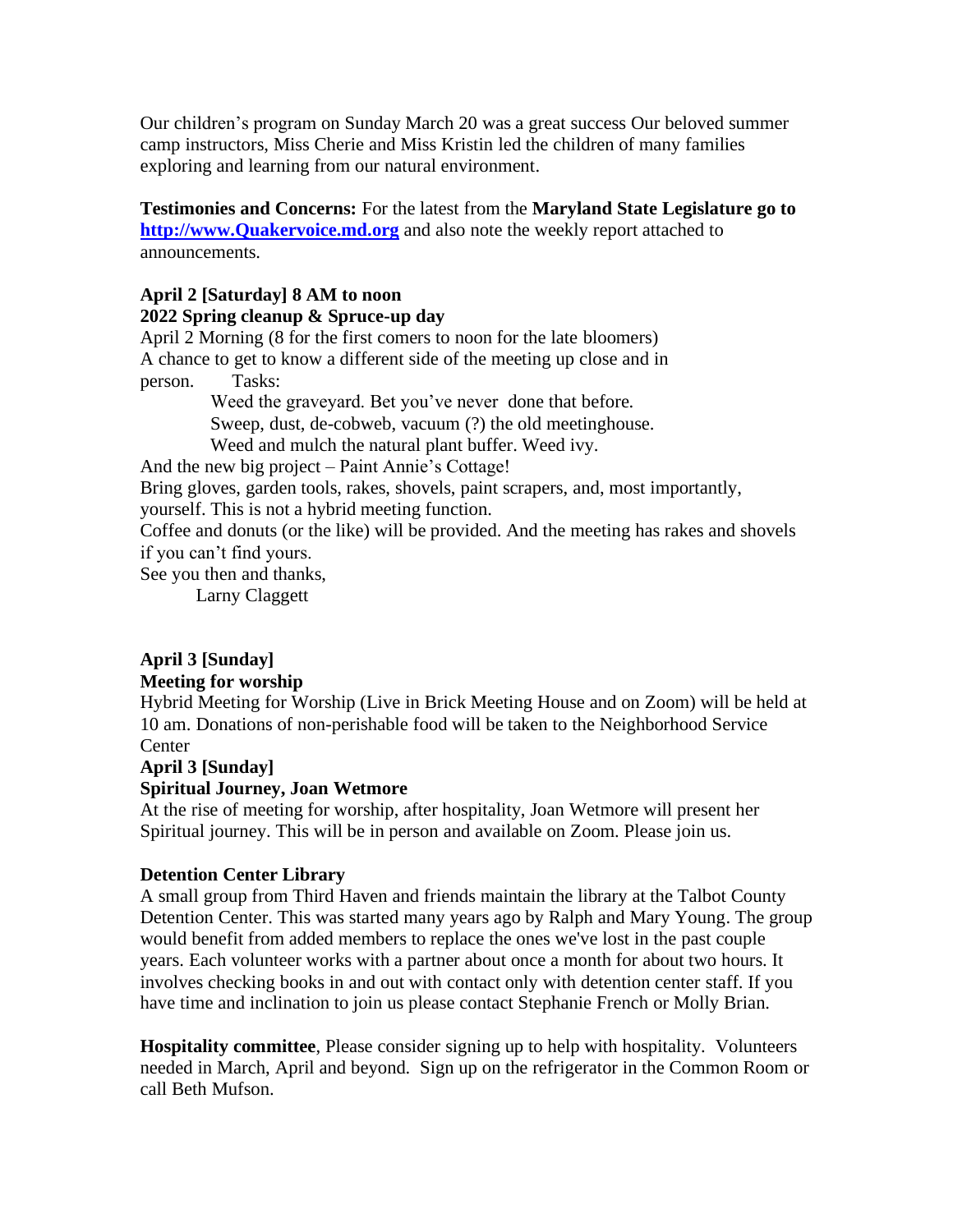Our children's program on Sunday March 20 was a great success Our beloved summer camp instructors, Miss Cherie and Miss Kristin led the children of many families exploring and learning from our natural environment.

**Testimonies and Concerns:** For the latest from the **Maryland State Legislature go to [http://www.Quakervoice.md.org](http://www.Quakervoice.md.org)** and also note the weekly report attached to announcements.

**April 2 [Saturday] 8 AM to noon**
**2022 Spring cleanup & Spruce-up day**

April 2 Morning (8 for the first comers to noon for the late bloomers)
A chance to get to know a different side of the meeting up close and in person. Tasks:

Weed the graveyard. Bet you've never done that before.
Sweep, dust, de-cobweb, vacuum (?) the old meetinghouse.
Weed and mulch the natural plant buffer. Weed ivy.

And the new big project – Paint Annie's Cottage!
Bring gloves, garden tools, rakes, shovels, paint scrapers, and, most importantly, yourself. This is not a hybrid meeting function.
Coffee and donuts (or the like) will be provided. And the meeting has rakes and shovels if you can't find yours.
See you then and thanks,
Larny Claggett

**April 3 [Sunday]**
**Meeting for worship**

Hybrid Meeting for Worship (Live in Brick Meeting House and on Zoom) will be held at 10 am. Donations of non-perishable food will be taken to the Neighborhood Service Center

**April 3 [Sunday]**
**Spiritual Journey, Joan Wetmore**

At the rise of meeting for worship, after hospitality, Joan Wetmore will present her Spiritual journey. This will be in person and available on Zoom. Please join us.

**Detention Center Library**

A small group from Third Haven and friends maintain the library at the Talbot County Detention Center. This was started many years ago by Ralph and Mary Young. The group would benefit from added members to replace the ones we've lost in the past couple years. Each volunteer works with a partner about once a month for about two hours. It involves checking books in and out with contact only with detention center staff. If you have time and inclination to join us please contact Stephanie French or Molly Brian.

**Hospitality committee**, Please consider signing up to help with hospitality. Volunteers needed in March, April and beyond. Sign up on the refrigerator in the Common Room or call Beth Mufson.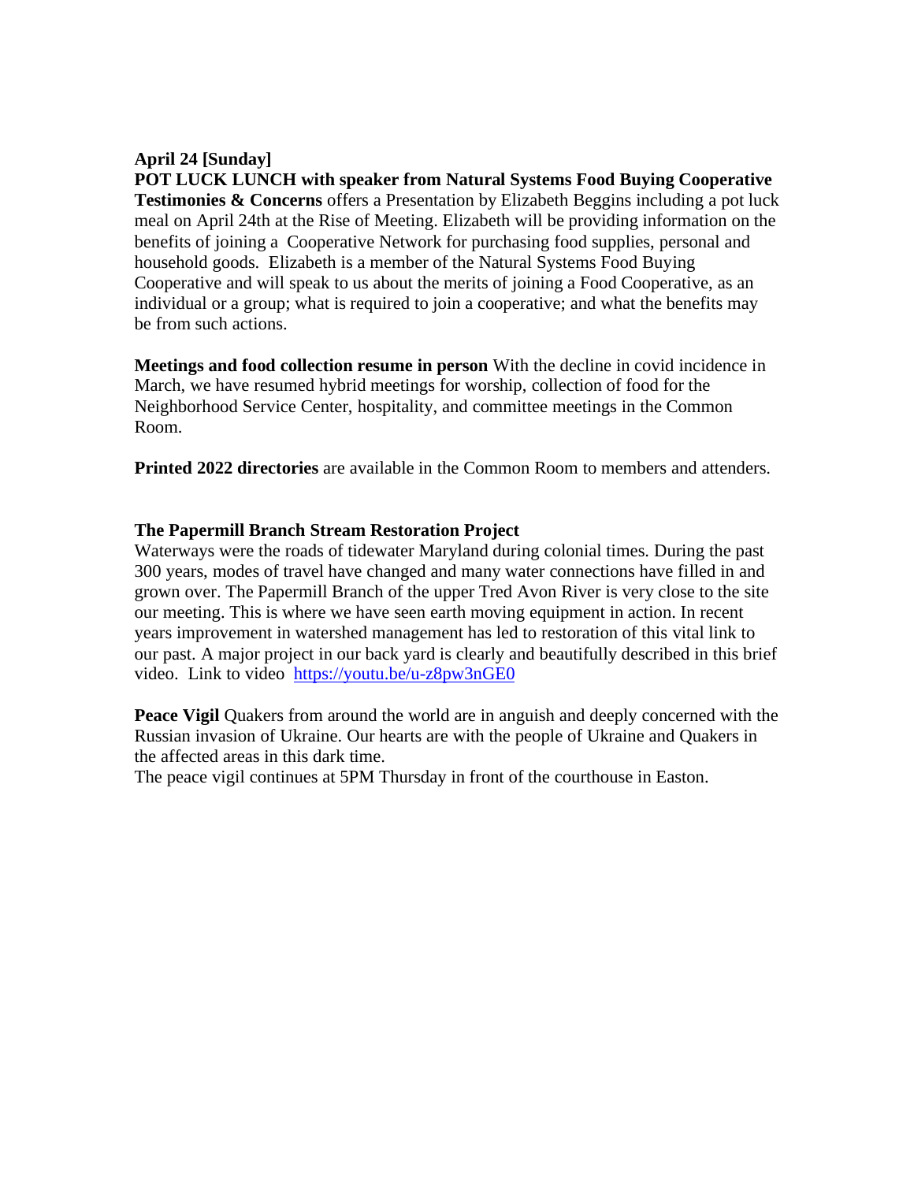**April 24 [Sunday]**

**POT LUCK LUNCH with speaker from Natural Systems Food Buying Cooperative**

**Testimonies & Concerns** offers a Presentation by Elizabeth Beggins including a pot luck meal on April 24th at the Rise of Meeting. Elizabeth will be providing information on the benefits of joining a Cooperative Network for purchasing food supplies, personal and household goods. Elizabeth is a member of the Natural Systems Food Buying Cooperative and will speak to us about the merits of joining a Food Cooperative, as an individual or a group; what is required to join a cooperative; and what the benefits may be from such actions.

**Meetings and food collection resume in person** With the decline in covid incidence in March, we have resumed hybrid meetings for worship, collection of food for the Neighborhood Service Center, hospitality, and committee meetings in the Common Room.

**Printed 2022 directories** are available in the Common Room to members and attenders.

**The Papermill Branch Stream Restoration Project**

Waterways were the roads of tidewater Maryland during colonial times. During the past 300 years, modes of travel have changed and many water connections have filled in and grown over. The Papermill Branch of the upper Tred Avon River is very close to the site our meeting. This is where we have seen earth moving equipment in action. In recent years improvement in watershed management has led to restoration of this vital link to our past. A major project in our back yard is clearly and beautifully described in this brief video. Link to video https://youtu.be/u-z8pw3nGE0

**Peace Vigil** Quakers from around the world are in anguish and deeply concerned with the Russian invasion of Ukraine. Our hearts are with the people of Ukraine and Quakers in the affected areas in this dark time.

The peace vigil continues at 5PM Thursday in front of the courthouse in Easton.